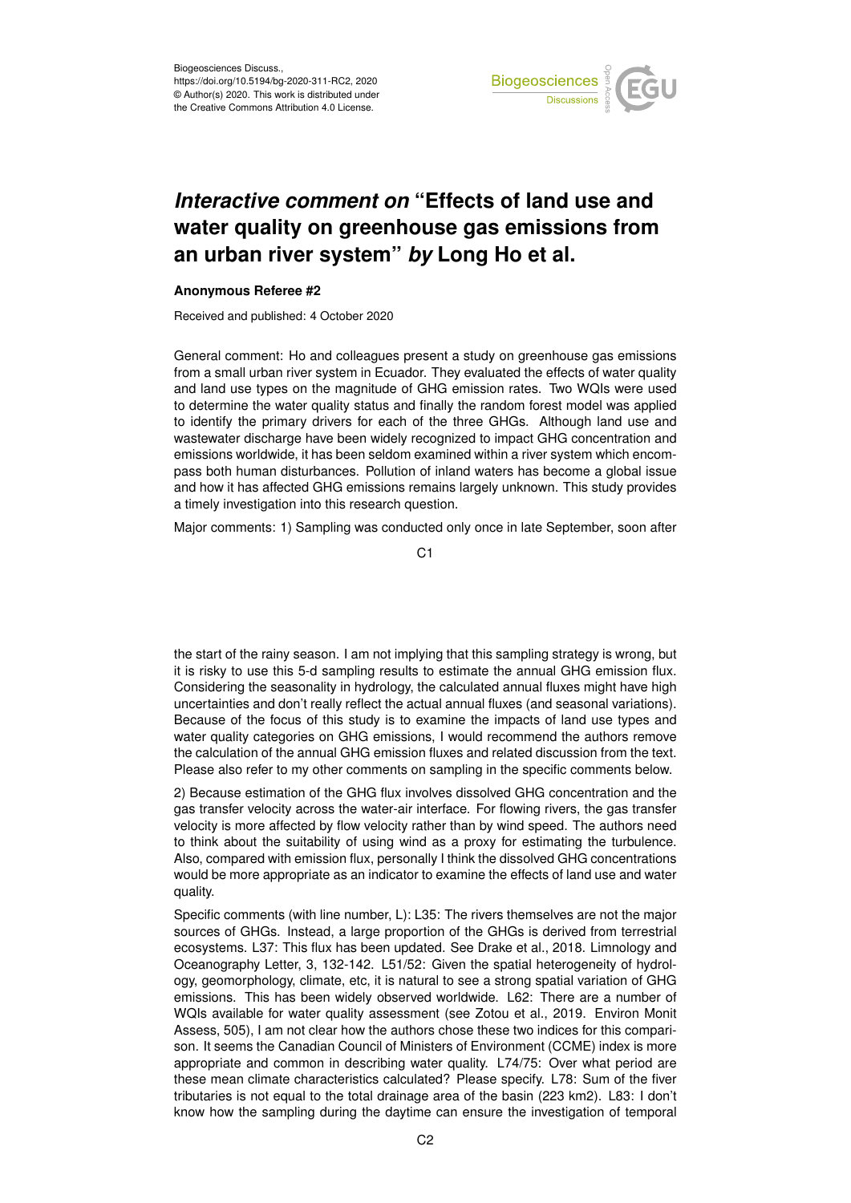Biogeosciences Discuss.,
https://doi.org/10.5194/bg-2020-311-RC2, 2020
© Author(s) 2020. This work is distributed under
the Creative Commons Attribution 4.0 License.

# *Interactive comment on* "Effects of land use and water quality on greenhouse gas emissions from an urban river system" *by* Long Ho et al.

**Anonymous Referee #2**

Received and published: 4 October 2020

General comment: Ho and colleagues present a study on greenhouse gas emissions from a small urban river system in Ecuador. They evaluated the effects of water quality and land use types on the magnitude of GHG emission rates. Two WQIs were used to determine the water quality status and finally the random forest model was applied to identify the primary drivers for each of the three GHGs. Although land use and wastewater discharge have been widely recognized to impact GHG concentration and emissions worldwide, it has been seldom examined within a river system which encompass both human disturbances. Pollution of inland waters has become a global issue and how it has affected GHG emissions remains largely unknown. This study provides a timely investigation into this research question.

Major comments: 1) Sampling was conducted only once in late September, soon after the start of the rainy season. I am not implying that this sampling strategy is wrong, but it is risky to use this 5-d sampling results to estimate the annual GHG emission flux. Considering the seasonality in hydrology, the calculated annual fluxes might have high uncertainties and don't really reflect the actual annual fluxes (and seasonal variations). Because of the focus of this study is to examine the impacts of land use types and water quality categories on GHG emissions, I would recommend the authors remove the calculation of the annual GHG emission fluxes and related discussion from the text. Please also refer to my other comments on sampling in the specific comments below.

2) Because estimation of the GHG flux involves dissolved GHG concentration and the gas transfer velocity across the water-air interface. For flowing rivers, the gas transfer velocity is more affected by flow velocity rather than by wind speed. The authors need to think about the suitability of using wind as a proxy for estimating the turbulence. Also, compared with emission flux, personally I think the dissolved GHG concentrations would be more appropriate as an indicator to examine the effects of land use and water quality.

Specific comments (with line number, L): L35: The rivers themselves are not the major sources of GHGs. Instead, a large proportion of the GHGs is derived from terrestrial ecosystems. L37: This flux has been updated. See Drake et al., 2018. Limnology and Oceanography Letter, 3, 132-142. L51/52: Given the spatial heterogeneity of hydrology, geomorphology, climate, etc, it is natural to see a strong spatial variation of GHG emissions. This has been widely observed worldwide. L62: There are a number of WQIs available for water quality assessment (see Zotou et al., 2019. Environ Monit Assess, 505), I am not clear how the authors chose these two indices for this comparison. It seems the Canadian Council of Ministers of Environment (CCME) index is more appropriate and common in describing water quality. L74/75: Over what period are these mean climate characteristics calculated? Please specify. L78: Sum of the fiver tributaries is not equal to the total drainage area of the basin (223 km2). L83: I don't know how the sampling during the daytime can ensure the investigation of temporal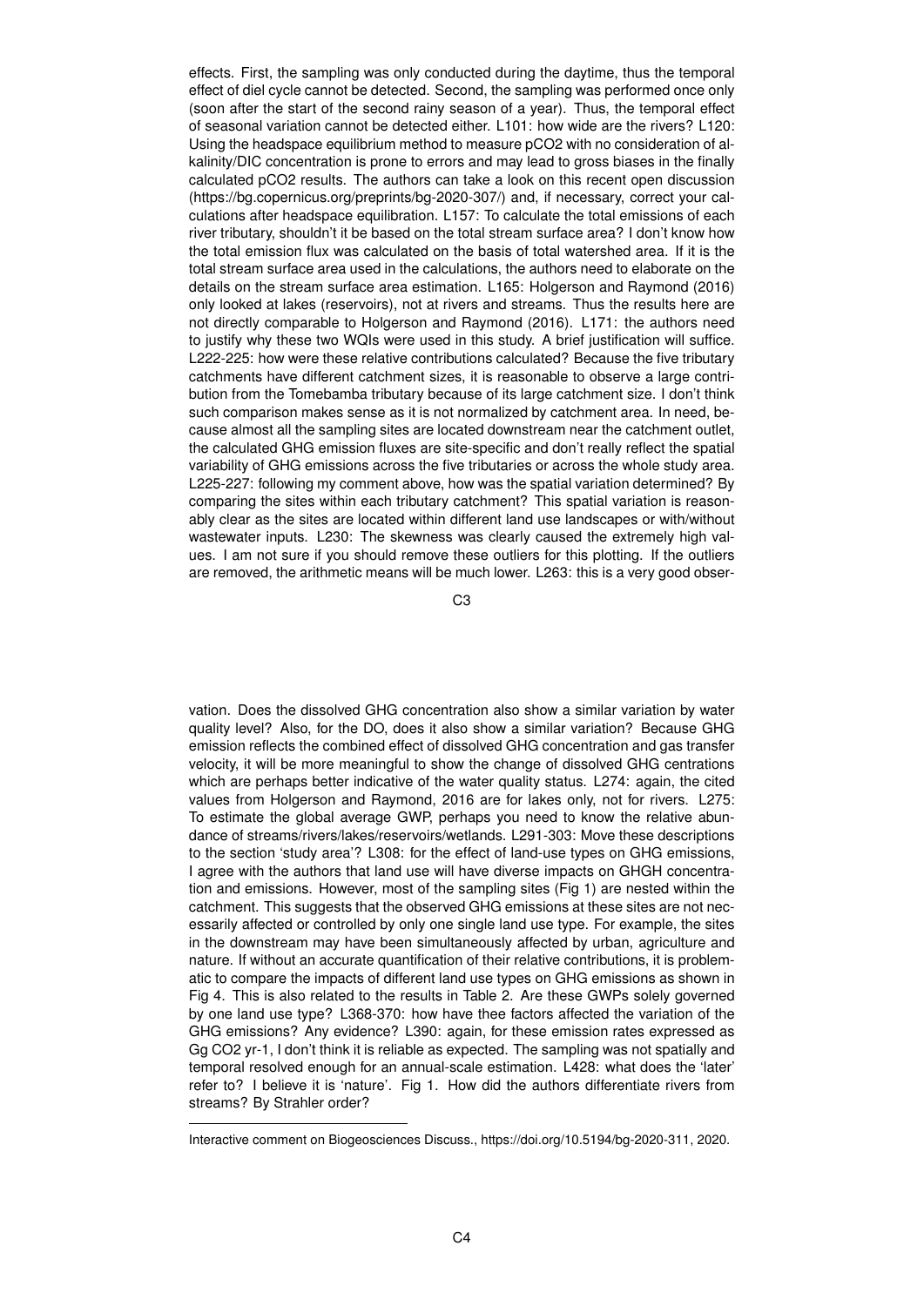effects. First, the sampling was only conducted during the daytime, thus the temporal effect of diel cycle cannot be detected. Second, the sampling was performed once only (soon after the start of the second rainy season of a year). Thus, the temporal effect of seasonal variation cannot be detected either. L101: how wide are the rivers? L120: Using the headspace equilibrium method to measure pCO2 with no consideration of alkalinity/DIC concentration is prone to errors and may lead to gross biases in the finally calculated pCO2 results. The authors can take a look on this recent open discussion (https://bg.copernicus.org/preprints/bg-2020-307/) and, if necessary, correct your calculations after headspace equilibration. L157: To calculate the total emissions of each river tributary, shouldn't it be based on the total stream surface area? I don't know how the total emission flux was calculated on the basis of total watershed area. If it is the total stream surface area used in the calculations, the authors need to elaborate on the details on the stream surface area estimation. L165: Holgerson and Raymond (2016) only looked at lakes (reservoirs), not at rivers and streams. Thus the results here are not directly comparable to Holgerson and Raymond (2016). L171: the authors need to justify why these two WQIs were used in this study. A brief justification will suffice. L222-225: how were these relative contributions calculated? Because the five tributary catchments have different catchment sizes, it is reasonable to observe a large contribution from the Tomebamba tributary because of its large catchment size. I don't think such comparison makes sense as it is not normalized by catchment area. In need, because almost all the sampling sites are located downstream near the catchment outlet, the calculated GHG emission fluxes are site-specific and don't really reflect the spatial variability of GHG emissions across the five tributaries or across the whole study area. L225-227: following my comment above, how was the spatial variation determined? By comparing the sites within each tributary catchment? This spatial variation is reasonably clear as the sites are located within different land use landscapes or with/without wastewater inputs. L230: The skewness was clearly caused the extremely high values. I am not sure if you should remove these outliers for this plotting. If the outliers are removed, the arithmetic means will be much lower. L263: this is a very good observation. Does the dissolved GHG concentration also show a similar variation by water quality level? Also, for the DO, does it also show a similar variation? Because GHG emission reflects the combined effect of dissolved GHG concentration and gas transfer velocity, it will be more meaningful to show the change of dissolved GHG centrations which are perhaps better indicative of the water quality status. L274: again, the cited values from Holgerson and Raymond, 2016 are for lakes only, not for rivers. L275: To estimate the global average GWP, perhaps you need to know the relative abundance of streams/rivers/lakes/reservoirs/wetlands. L291-303: Move these descriptions to the section 'study area'? L308: for the effect of land-use types on GHG emissions, I agree with the authors that land use will have diverse impacts on GHGH concentration and emissions. However, most of the sampling sites (Fig 1) are nested within the catchment. This suggests that the observed GHG emissions at these sites are not necessarily affected or controlled by only one single land use type. For example, the sites in the downstream may have been simultaneously affected by urban, agriculture and nature. If without an accurate quantification of their relative contributions, it is problematic to compare the impacts of different land use types on GHG emissions as shown in Fig 4. This is also related to the results in Table 2. Are these GWPs solely governed by one land use type? L368-370: how have thee factors affected the variation of the GHG emissions? Any evidence? L390: again, for these emission rates expressed as Gg $CO_2$ yr-1, I don't think it is reliable as expected. The sampling was not spatially and temporal resolved enough for an annual-scale estimation. L428: what does the 'later' refer to? I believe it is 'nature'. Fig 1. How did the authors differentiate rivers from streams? By Strahler order?

---

Interactive comment on Biogeosciences Discuss., https://doi.org/10.5194/bg-2020-311, 2020.